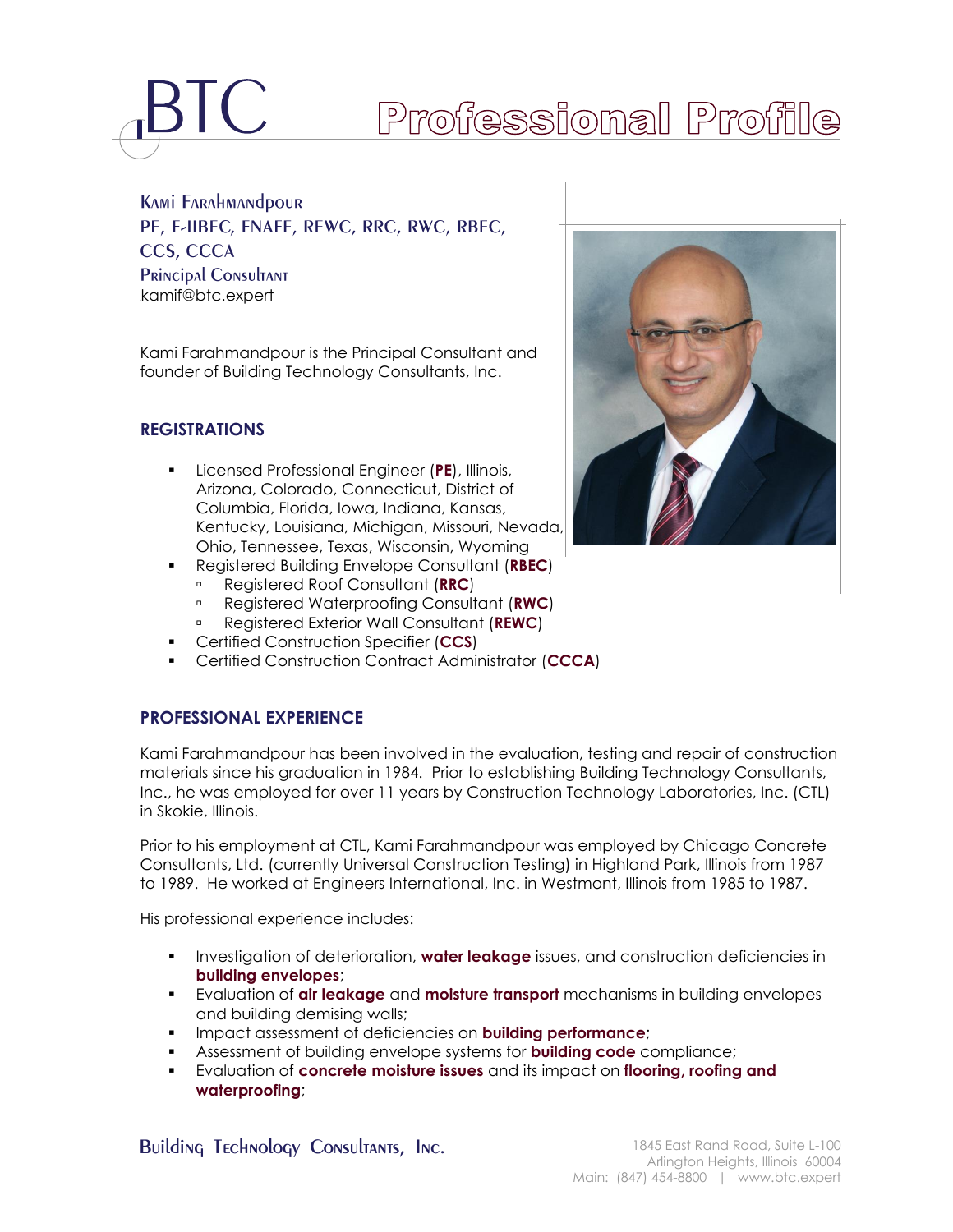# BTC Professional Profile

**Kami Farahmandpour**
**PE, F-IIBEC, FNAFE, REWC, RRC, RWC, RBEC, CCS, CCCA**
**Principal Consultant**
kamif@btc.expert

Kami Farahmandpour is the Principal Consultant and founder of Building Technology Consultants, Inc.

## REGISTRATIONS

- Licensed Professional Engineer (**PE**), Illinois, Arizona, Colorado, Connecticut, District of Columbia, Florida, Iowa, Indiana, Kansas, Kentucky, Louisiana, Michigan, Missouri, Nevada, Ohio, Tennessee, Texas, Wisconsin, Wyoming
- Registered Building Envelope Consultant (**RBEC**)
  - Registered Roof Consultant (**RRC**)
  - Registered Waterproofing Consultant (**RWC**)
  - Registered Exterior Wall Consultant (**REWC**)
- Certified Construction Specifier (**CCS**)
- Certified Construction Contract Administrator (**CCCA**)

## PROFESSIONAL EXPERIENCE

Kami Farahmandpour has been involved in the evaluation, testing and repair of construction materials since his graduation in 1984. Prior to establishing Building Technology Consultants, Inc., he was employed for over 11 years by Construction Technology Laboratories, Inc. (CTL) in Skokie, Illinois.

Prior to his employment at CTL, Kami Farahmandpour was employed by Chicago Concrete Consultants, Ltd. (currently Universal Construction Testing) in Highland Park, Illinois from 1987 to 1989. He worked at Engineers International, Inc. in Westmont, Illinois from 1985 to 1987.

His professional experience includes:

- Investigation of deterioration, **water leakage** issues, and construction deficiencies in **building envelopes**;
- Evaluation of **air leakage** and **moisture transport** mechanisms in building envelopes and building demising walls;
- Impact assessment of deficiencies on **building performance**;
- Assessment of building envelope systems for **building code** compliance;
- Evaluation of **concrete moisture issues** and its impact on **flooring, roofing and waterproofing**;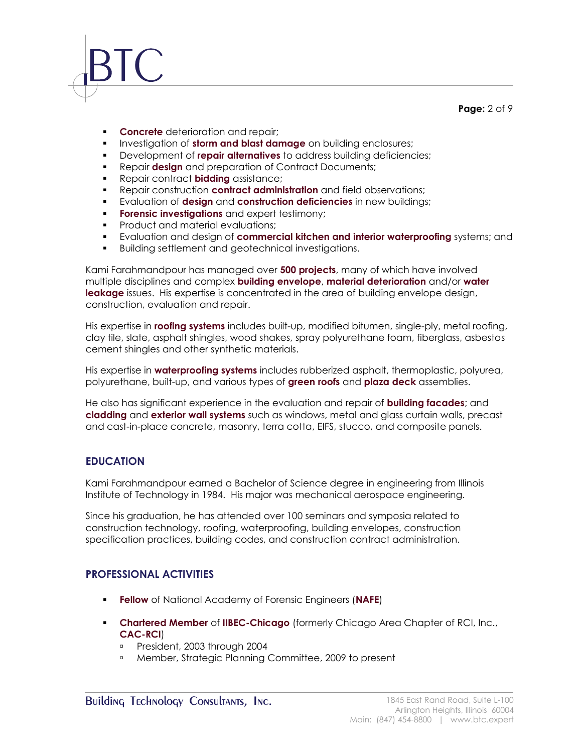- **Concrete** deterioration and repair;
- Investigation of **storm and blast damage** on building enclosures;
- Development of **repair alternatives** to address building deficiencies;
- Repair **design** and preparation of Contract Documents;
- Repair contract **bidding** assistance;
- Repair construction **contract administration** and field observations;
- Evaluation of **design** and **construction deficiencies** in new buildings;
- **Forensic investigations** and expert testimony;
- Product and material evaluations;
- Evaluation and design of **commercial kitchen and interior waterproofing** systems; and
- Building settlement and geotechnical investigations.

Kami Farahmandpour has managed over **500 projects**, many of which have involved multiple disciplines and complex **building envelope**, **material deterioration** and/or **water leakage** issues. His expertise is concentrated in the area of building envelope design, construction, evaluation and repair.

His expertise in **roofing systems** includes built-up, modified bitumen, single-ply, metal roofing, clay tile, slate, asphalt shingles, wood shakes, spray polyurethane foam, fiberglass, asbestos cement shingles and other synthetic materials.

His expertise in **waterproofing systems** includes rubberized asphalt, thermoplastic, polyurea, polyurethane, built-up, and various types of **green roofs** and **plaza deck** assemblies.

He also has significant experience in the evaluation and repair of **building facades**; and **cladding** and **exterior wall systems** such as windows, metal and glass curtain walls, precast and cast-in-place concrete, masonry, terra cotta, EIFS, stucco, and composite panels.

## EDUCATION

Kami Farahmandpour earned a Bachelor of Science degree in engineering from Illinois Institute of Technology in 1984. His major was mechanical aerospace engineering.

Since his graduation, he has attended over 100 seminars and symposia related to construction technology, roofing, waterproofing, building envelopes, construction specification practices, building codes, and construction contract administration.

## PROFESSIONAL ACTIVITIES

- **Fellow** of National Academy of Forensic Engineers (**NAFE**)

- **Chartered Member** of **IIBEC-Chicago** (formerly Chicago Area Chapter of RCI, Inc., **CAC-RCI**)
  - President, 2003 through 2004
  - Member, Strategic Planning Committee, 2009 to present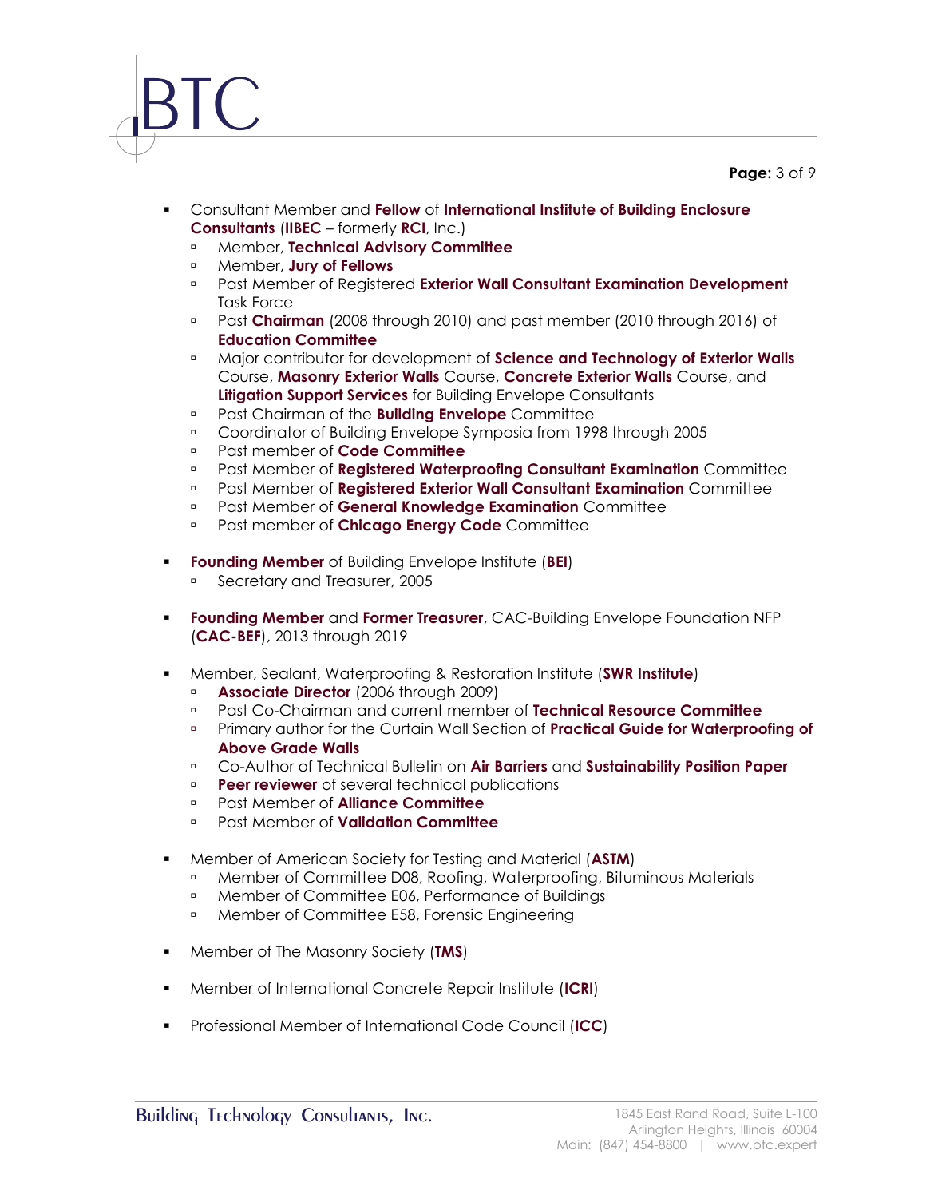- Consultant Member and **Fellow** of **International Institute of Building Enclosure Consultants** (**IIBEC** – formerly **RCI**, Inc.)
  - Member, **Technical Advisory Committee**
  - Member, **Jury of Fellows**
  - Past Member of Registered **Exterior Wall Consultant Examination Development** Task Force
  - Past **Chairman** (2008 through 2010) and past member (2010 through 2016) of **Education Committee**
  - Major contributor for development of **Science and Technology of Exterior Walls** Course, **Masonry Exterior Walls** Course, **Concrete Exterior Walls** Course, and **Litigation Support Services** for Building Envelope Consultants
  - Past Chairman of the **Building Envelope** Committee
  - Coordinator of Building Envelope Symposia from 1998 through 2005
  - Past member of **Code Committee**
  - Past Member of **Registered Waterproofing Consultant Examination** Committee
  - Past Member of **Registered Exterior Wall Consultant Examination** Committee
  - Past Member of **General Knowledge Examination** Committee
  - Past member of **Chicago Energy Code** Committee

- **Founding Member** of Building Envelope Institute (**BEI**)
  - Secretary and Treasurer, 2005

- **Founding Member** and **Former Treasurer**, CAC-Building Envelope Foundation NFP (**CAC-BEF**), 2013 through 2019

- Member, Sealant, Waterproofing & Restoration Institute (**SWR Institute**)
  - **Associate Director** (2006 through 2009)
  - Past Co-Chairman and current member of **Technical Resource Committee**
  - Primary author for the Curtain Wall Section of **Practical Guide for Waterproofing of Above Grade Walls**
  - Co-Author of Technical Bulletin on **Air Barriers** and **Sustainability Position Paper**
  - **Peer reviewer** of several technical publications
  - Past Member of **Alliance Committee**
  - Past Member of **Validation Committee**

- Member of American Society for Testing and Material (**ASTM**)
  - Member of Committee D08, Roofing, Waterproofing, Bituminous Materials
  - Member of Committee E06, Performance of Buildings
  - Member of Committee E58, Forensic Engineering

- Member of The Masonry Society (**TMS**)

- Member of International Concrete Repair Institute (**ICRI**)

- Professional Member of International Code Council (**ICC**)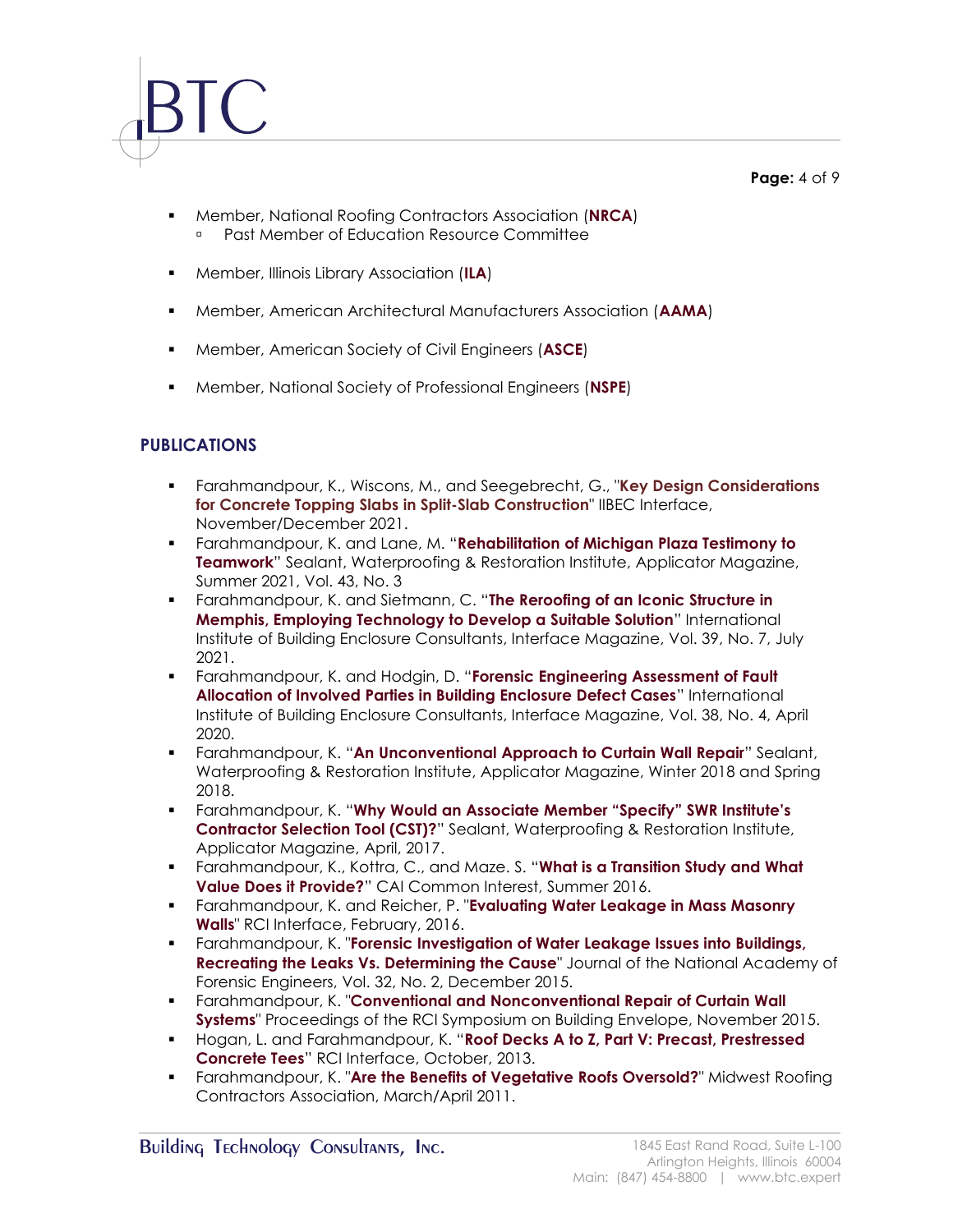- Member, National Roofing Contractors Association (**NRCA**)
  - Past Member of Education Resource Committee

- Member, Illinois Library Association (**ILA**)

- Member, American Architectural Manufacturers Association (**AAMA**)

- Member, American Society of Civil Engineers (**ASCE**)

- Member, National Society of Professional Engineers (**NSPE**)

## PUBLICATIONS

- Farahmandpour, K., Wiscons, M., and Seegebrecht, G., "**Key Design Considerations for Concrete Topping Slabs in Split-Slab Construction**" IIBEC Interface, November/December 2021.
- Farahmandpour, K. and Lane, M. "**Rehabilitation of Michigan Plaza Testimony to Teamwork**" Sealant, Waterproofing & Restoration Institute, Applicator Magazine, Summer 2021, Vol. 43, No. 3
- Farahmandpour, K. and Sietmann, C. "**The Reroofing of an Iconic Structure in Memphis, Employing Technology to Develop a Suitable Solution**" International Institute of Building Enclosure Consultants, Interface Magazine, Vol. 39, No. 7, July 2021.
- Farahmandpour, K. and Hodgin, D. "**Forensic Engineering Assessment of Fault Allocation of Involved Parties in Building Enclosure Defect Cases**" International Institute of Building Enclosure Consultants, Interface Magazine, Vol. 38, No. 4, April 2020.
- Farahmandpour, K. "**An Unconventional Approach to Curtain Wall Repair**" Sealant, Waterproofing & Restoration Institute, Applicator Magazine, Winter 2018 and Spring 2018.
- Farahmandpour, K. "**Why Would an Associate Member "Specify" SWR Institute's Contractor Selection Tool (CST)?**" Sealant, Waterproofing & Restoration Institute, Applicator Magazine, April, 2017.
- Farahmandpour, K., Kottra, C., and Maze. S. "**What is a Transition Study and What Value Does it Provide?**" CAI Common Interest, Summer 2016.
- Farahmandpour, K. and Reicher, P. "**Evaluating Water Leakage in Mass Masonry Walls**" RCI Interface, February, 2016.
- Farahmandpour, K. "**Forensic Investigation of Water Leakage Issues into Buildings, Recreating the Leaks Vs. Determining the Cause**" Journal of the National Academy of Forensic Engineers, Vol. 32, No. 2, December 2015.
- Farahmandpour, K. "**Conventional and Nonconventional Repair of Curtain Wall Systems**" Proceedings of the RCI Symposium on Building Envelope, November 2015.
- Hogan, L. and Farahmandpour, K. "**Roof Decks A to Z, Part V: Precast, Prestressed Concrete Tees**" RCI Interface, October, 2013.
- Farahmandpour, K. "**Are the Benefits of Vegetative Roofs Oversold?**" Midwest Roofing Contractors Association, March/April 2011.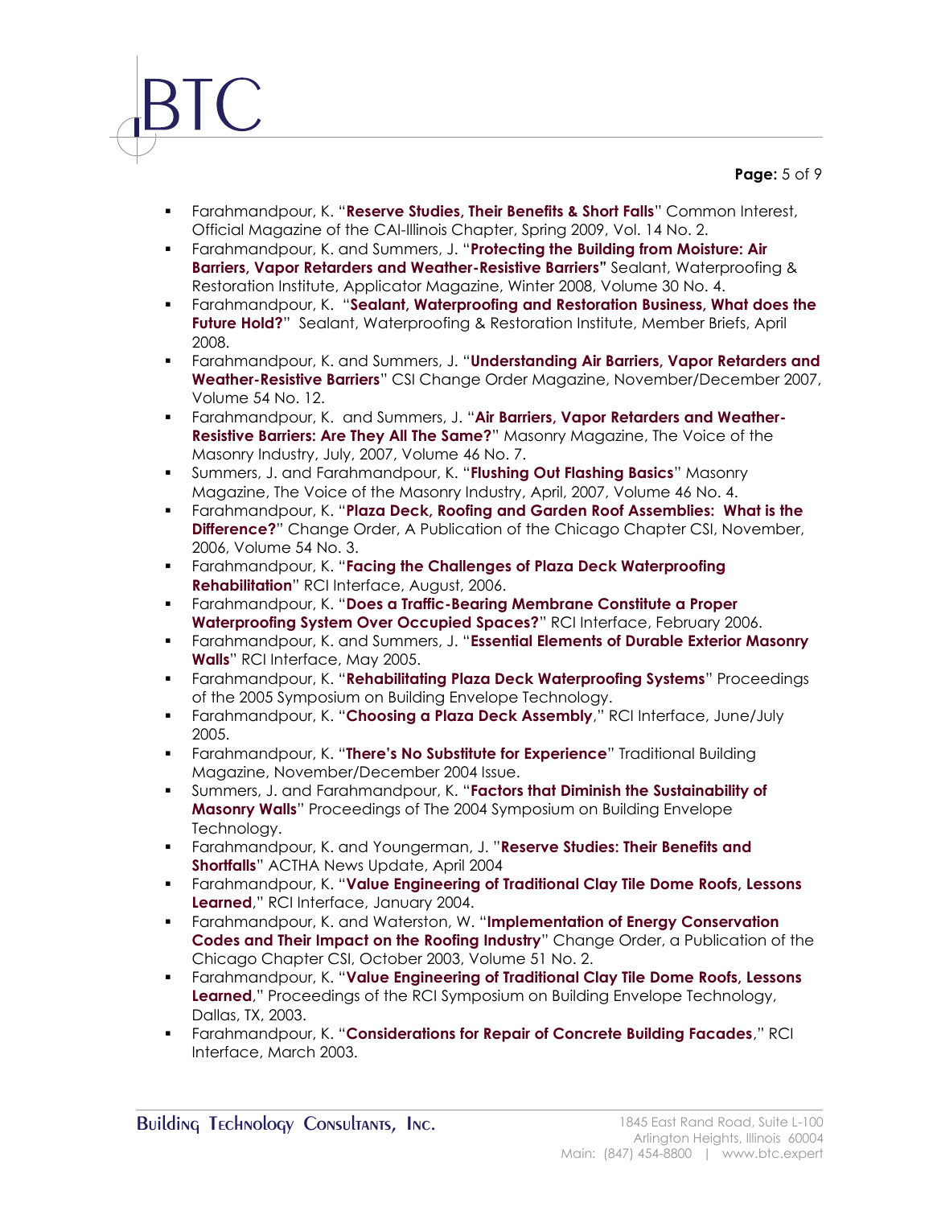- Farahmandpour, K. "**Reserve Studies, Their Benefits & Short Falls**" Common Interest, Official Magazine of the CAI-Illinois Chapter, Spring 2009, Vol. 14 No. 2.
- Farahmandpour, K. and Summers, J. "**Protecting the Building from Moisture: Air Barriers, Vapor Retarders and Weather-Resistive Barriers"** Sealant, Waterproofing & Restoration Institute, Applicator Magazine, Winter 2008, Volume 30 No. 4.
- Farahmandpour, K. "**Sealant, Waterproofing and Restoration Business, What does the Future Hold?**" Sealant, Waterproofing & Restoration Institute, Member Briefs, April 2008.
- Farahmandpour, K. and Summers, J. "**Understanding Air Barriers, Vapor Retarders and Weather-Resistive Barriers**" CSI Change Order Magazine, November/December 2007, Volume 54 No. 12.
- Farahmandpour, K. and Summers, J. "**Air Barriers, Vapor Retarders and Weather-Resistive Barriers: Are They All The Same?**" Masonry Magazine, The Voice of the Masonry Industry, July, 2007, Volume 46 No. 7.
- Summers, J. and Farahmandpour, K. "**Flushing Out Flashing Basics**" Masonry Magazine, The Voice of the Masonry Industry, April, 2007, Volume 46 No. 4.
- Farahmandpour, K. "**Plaza Deck, Roofing and Garden Roof Assemblies: What is the Difference?**" Change Order, A Publication of the Chicago Chapter CSI, November, 2006, Volume 54 No. 3.
- Farahmandpour, K. "**Facing the Challenges of Plaza Deck Waterproofing Rehabilitation**" RCI Interface, August, 2006.
- Farahmandpour, K. "**Does a Traffic-Bearing Membrane Constitute a Proper Waterproofing System Over Occupied Spaces?**" RCI Interface, February 2006.
- Farahmandpour, K. and Summers, J. "**Essential Elements of Durable Exterior Masonry Walls**" RCI Interface, May 2005.
- Farahmandpour, K. "**Rehabilitating Plaza Deck Waterproofing Systems**" Proceedings of the 2005 Symposium on Building Envelope Technology.
- Farahmandpour, K. "**Choosing a Plaza Deck Assembly**," RCI Interface, June/July 2005.
- Farahmandpour, K. "**There's No Substitute for Experience**" Traditional Building Magazine, November/December 2004 Issue.
- Summers, J. and Farahmandpour, K. "**Factors that Diminish the Sustainability of Masonry Walls**" Proceedings of The 2004 Symposium on Building Envelope Technology.
- Farahmandpour, K. and Youngerman, J. "**Reserve Studies: Their Benefits and Shortfalls**" ACTHA News Update, April 2004
- Farahmandpour, K. "**Value Engineering of Traditional Clay Tile Dome Roofs, Lessons Learned**," RCI Interface, January 2004.
- Farahmandpour, K. and Waterston, W. "**Implementation of Energy Conservation Codes and Their Impact on the Roofing Industry**" Change Order, a Publication of the Chicago Chapter CSI, October 2003, Volume 51 No. 2.
- Farahmandpour, K. "**Value Engineering of Traditional Clay Tile Dome Roofs, Lessons Learned**," Proceedings of the RCI Symposium on Building Envelope Technology, Dallas, TX, 2003.
- Farahmandpour, K. "**Considerations for Repair of Concrete Building Facades**," RCI Interface, March 2003.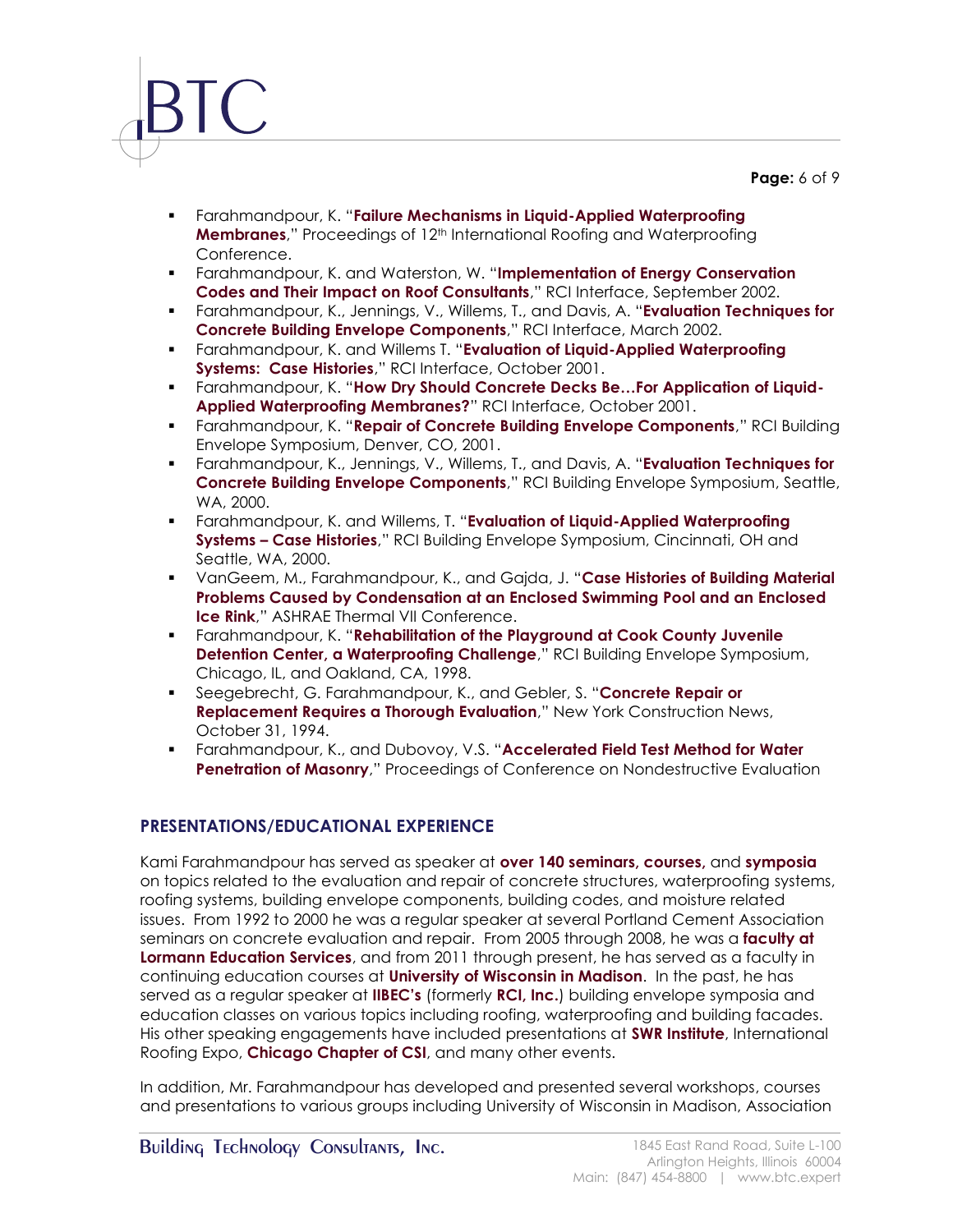- Farahmandpour, K. "**Failure Mechanisms in Liquid-Applied Waterproofing Membranes**," Proceedings of 12th International Roofing and Waterproofing Conference.
- Farahmandpour, K. and Waterston, W. "**Implementation of Energy Conservation Codes and Their Impact on Roof Consultants**," RCI Interface, September 2002.
- Farahmandpour, K., Jennings, V., Willems, T., and Davis, A. "**Evaluation Techniques for Concrete Building Envelope Components**," RCI Interface, March 2002.
- Farahmandpour, K. and Willems T. "**Evaluation of Liquid-Applied Waterproofing Systems: Case Histories**," RCI Interface, October 2001.
- Farahmandpour, K. "**How Dry Should Concrete Decks Be…For Application of Liquid-Applied Waterproofing Membranes?**" RCI Interface, October 2001.
- Farahmandpour, K. "**Repair of Concrete Building Envelope Components**," RCI Building Envelope Symposium, Denver, CO, 2001.
- Farahmandpour, K., Jennings, V., Willems, T., and Davis, A. "**Evaluation Techniques for Concrete Building Envelope Components**," RCI Building Envelope Symposium, Seattle, WA, 2000.
- Farahmandpour, K. and Willems, T. "**Evaluation of Liquid-Applied Waterproofing Systems – Case Histories**," RCI Building Envelope Symposium, Cincinnati, OH and Seattle, WA, 2000.
- VanGeem, M., Farahmandpour, K., and Gajda, J. "**Case Histories of Building Material Problems Caused by Condensation at an Enclosed Swimming Pool and an Enclosed Ice Rink**," ASHRAE Thermal VII Conference.
- Farahmandpour, K. "**Rehabilitation of the Playground at Cook County Juvenile Detention Center, a Waterproofing Challenge**," RCI Building Envelope Symposium, Chicago, IL, and Oakland, CA, 1998.
- Seegebrecht, G. Farahmandpour, K., and Gebler, S. "**Concrete Repair or Replacement Requires a Thorough Evaluation**," New York Construction News, October 31, 1994.
- Farahmandpour, K., and Dubovoy, V.S. "**Accelerated Field Test Method for Water Penetration of Masonry**," Proceedings of Conference on Nondestructive Evaluation

## PRESENTATIONS/EDUCATIONAL EXPERIENCE

Kami Farahmandpour has served as speaker at **over 140 seminars, courses,** and **symposia** on topics related to the evaluation and repair of concrete structures, waterproofing systems, roofing systems, building envelope components, building codes, and moisture related issues. From 1992 to 2000 he was a regular speaker at several Portland Cement Association seminars on concrete evaluation and repair. From 2005 through 2008, he was a **faculty at Lormann Education Services**, and from 2011 through present, he has served as a faculty in continuing education courses at **University of Wisconsin in Madison**. In the past, he has served as a regular speaker at **IIBEC's** (formerly **RCI, Inc.**) building envelope symposia and education classes on various topics including roofing, waterproofing and building facades. His other speaking engagements have included presentations at **SWR Institute**, International Roofing Expo, **Chicago Chapter of CSI**, and many other events.

In addition, Mr. Farahmandpour has developed and presented several workshops, courses and presentations to various groups including University of Wisconsin in Madison, Association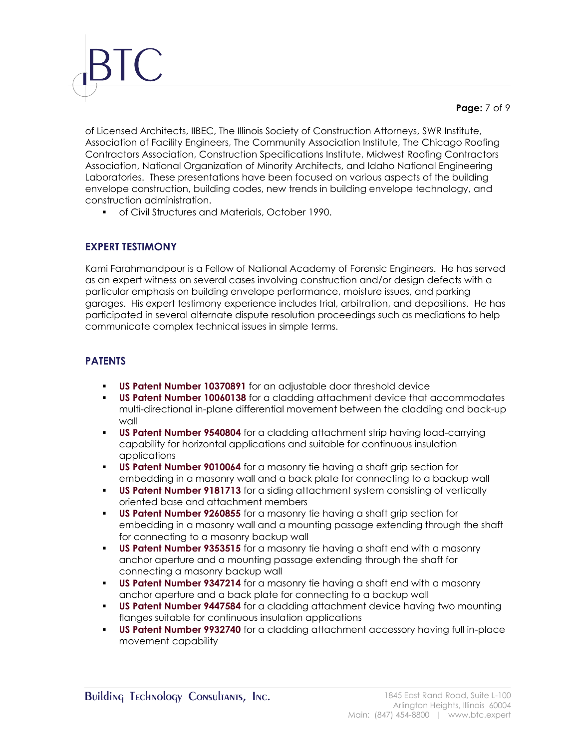of Licensed Architects, IIBEC, The Illinois Society of Construction Attorneys, SWR Institute, Association of Facility Engineers, The Community Association Institute, The Chicago Roofing Contractors Association, Construction Specifications Institute, Midwest Roofing Contractors Association, National Organization of Minority Architects, and Idaho National Engineering Laboratories. These presentations have been focused on various aspects of the building envelope construction, building codes, new trends in building envelope technology, and construction administration.

- of Civil Structures and Materials, October 1990.

## EXPERT TESTIMONY

Kami Farahmandpour is a Fellow of National Academy of Forensic Engineers. He has served as an expert witness on several cases involving construction and/or design defects with a particular emphasis on building envelope performance, moisture issues, and parking garages. His expert testimony experience includes trial, arbitration, and depositions. He has participated in several alternate dispute resolution proceedings such as mediations to help communicate complex technical issues in simple terms.

## PATENTS

- **US Patent Number 10370891** for an adjustable door threshold device
- **US Patent Number 10060138** for a cladding attachment device that accommodates multi-directional in-plane differential movement between the cladding and back-up wall
- **US Patent Number 9540804** for a cladding attachment strip having load-carrying capability for horizontal applications and suitable for continuous insulation applications
- **US Patent Number 9010064** for a masonry tie having a shaft grip section for embedding in a masonry wall and a back plate for connecting to a backup wall
- **US Patent Number 9181713** for a siding attachment system consisting of vertically oriented base and attachment members
- **US Patent Number 9260855** for a masonry tie having a shaft grip section for embedding in a masonry wall and a mounting passage extending through the shaft for connecting to a masonry backup wall
- **US Patent Number 9353515** for a masonry tie having a shaft end with a masonry anchor aperture and a mounting passage extending through the shaft for connecting a masonry backup wall
- **US Patent Number 9347214** for a masonry tie having a shaft end with a masonry anchor aperture and a back plate for connecting to a backup wall
- **US Patent Number 9447584** for a cladding attachment device having two mounting flanges suitable for continuous insulation applications
- **US Patent Number 9932740** for a cladding attachment accessory having full in-place movement capability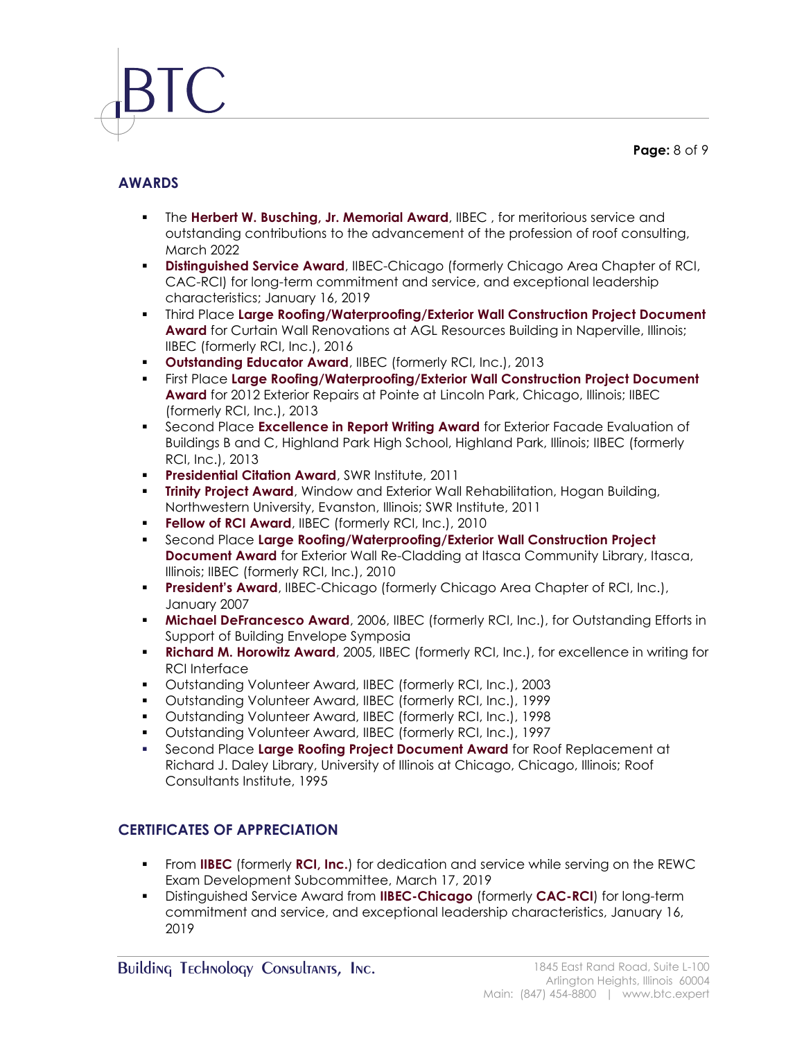## AWARDS

- The **Herbert W. Busching, Jr. Memorial Award**, IIBEC , for meritorious service and outstanding contributions to the advancement of the profession of roof consulting, March 2022
- **Distinguished Service Award**, IIBEC-Chicago (formerly Chicago Area Chapter of RCI, CAC-RCI) for long-term commitment and service, and exceptional leadership characteristics; January 16, 2019
- Third Place **Large Roofing/Waterproofing/Exterior Wall Construction Project Document Award** for Curtain Wall Renovations at AGL Resources Building in Naperville, Illinois; IIBEC (formerly RCI, Inc.), 2016
- **Outstanding Educator Award**, IIBEC (formerly RCI, Inc.), 2013
- First Place **Large Roofing/Waterproofing/Exterior Wall Construction Project Document Award** for 2012 Exterior Repairs at Pointe at Lincoln Park, Chicago, Illinois; IIBEC (formerly RCI, Inc.), 2013
- Second Place **Excellence in Report Writing Award** for Exterior Facade Evaluation of Buildings B and C, Highland Park High School, Highland Park, Illinois; IIBEC (formerly RCI, Inc.), 2013
- **Presidential Citation Award**, SWR Institute, 2011
- **Trinity Project Award**, Window and Exterior Wall Rehabilitation, Hogan Building, Northwestern University, Evanston, Illinois; SWR Institute, 2011
- **Fellow of RCI Award**, IIBEC (formerly RCI, Inc.), 2010
- Second Place **Large Roofing/Waterproofing/Exterior Wall Construction Project Document Award** for Exterior Wall Re-Cladding at Itasca Community Library, Itasca, Illinois; IIBEC (formerly RCI, Inc.), 2010
- **President's Award**, IIBEC-Chicago (formerly Chicago Area Chapter of RCI, Inc.), January 2007
- **Michael DeFrancesco Award**, 2006, IIBEC (formerly RCI, Inc.), for Outstanding Efforts in Support of Building Envelope Symposia
- **Richard M. Horowitz Award**, 2005, IIBEC (formerly RCI, Inc.), for excellence in writing for RCI Interface
- Outstanding Volunteer Award, IIBEC (formerly RCI, Inc.), 2003
- Outstanding Volunteer Award, IIBEC (formerly RCI, Inc.), 1999
- Outstanding Volunteer Award, IIBEC (formerly RCI, Inc.), 1998
- Outstanding Volunteer Award, IIBEC (formerly RCI, Inc.), 1997
- Second Place **Large Roofing Project Document Award** for Roof Replacement at Richard J. Daley Library, University of Illinois at Chicago, Chicago, Illinois; Roof Consultants Institute, 1995

## CERTIFICATES OF APPRECIATION

- From **IIBEC** (formerly **RCI, Inc.**) for dedication and service while serving on the REWC Exam Development Subcommittee, March 17, 2019
- Distinguished Service Award from **IIBEC-Chicago** (formerly **CAC-RCI**) for long-term commitment and service, and exceptional leadership characteristics, January 16, 2019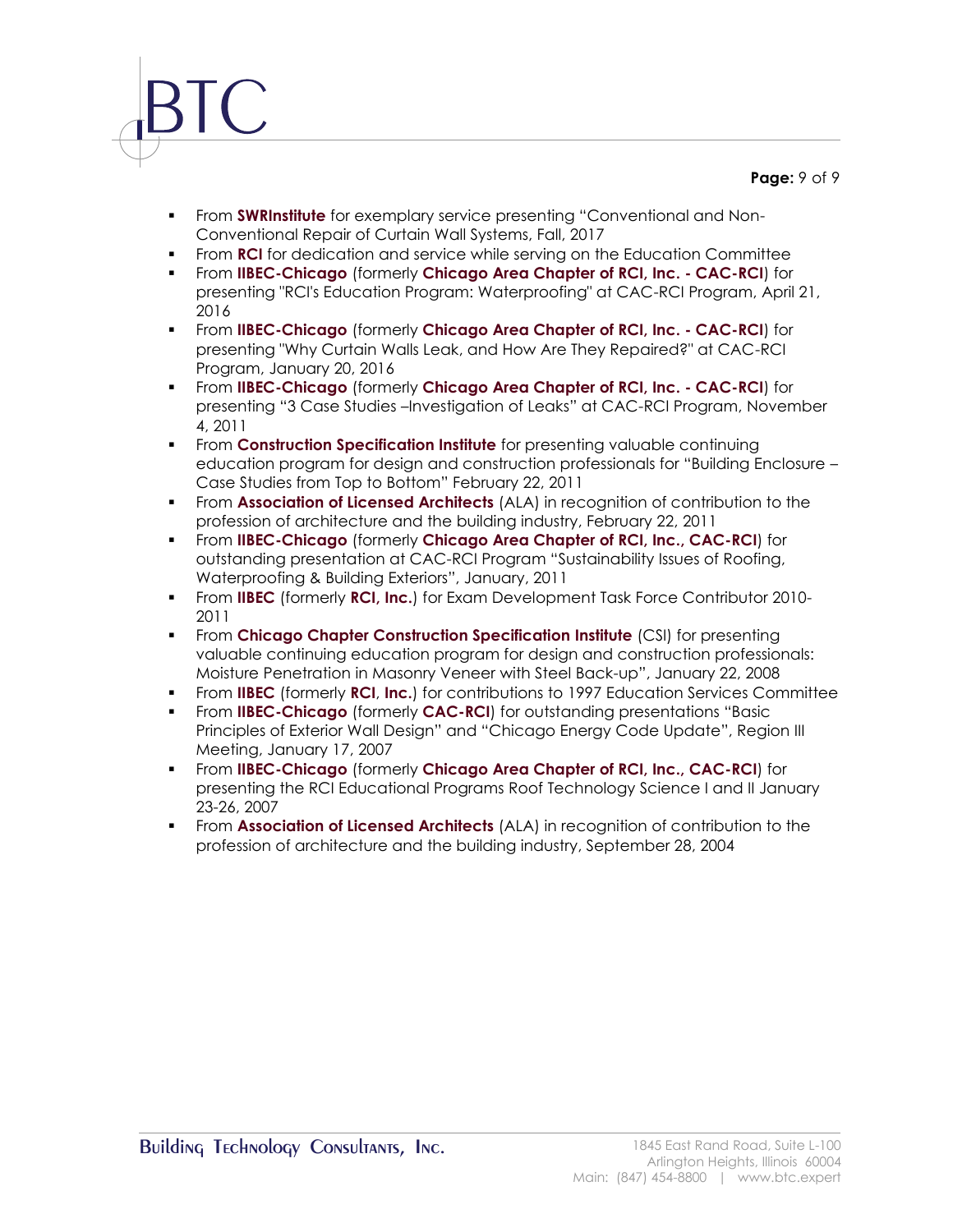- From **SWRInstitute** for exemplary service presenting "Conventional and Non-Conventional Repair of Curtain Wall Systems, Fall, 2017
- From **RCI** for dedication and service while serving on the Education Committee
- From **IIBEC-Chicago** (formerly **Chicago Area Chapter of RCI, Inc. - CAC-RCI**) for presenting "RCI's Education Program: Waterproofing" at CAC-RCI Program, April 21, 2016
- From **IIBEC-Chicago** (formerly **Chicago Area Chapter of RCI, Inc. - CAC-RCI**) for presenting "Why Curtain Walls Leak, and How Are They Repaired?" at CAC-RCI Program, January 20, 2016
- From **IIBEC-Chicago** (formerly **Chicago Area Chapter of RCI, Inc. - CAC-RCI**) for presenting "3 Case Studies –Investigation of Leaks" at CAC-RCI Program, November 4, 2011
- From **Construction Specification Institute** for presenting valuable continuing education program for design and construction professionals for "Building Enclosure – Case Studies from Top to Bottom" February 22, 2011
- From **Association of Licensed Architects** (ALA) in recognition of contribution to the profession of architecture and the building industry, February 22, 2011
- From **IIBEC-Chicago** (formerly **Chicago Area Chapter of RCI, Inc., CAC-RCI**) for outstanding presentation at CAC-RCI Program "Sustainability Issues of Roofing, Waterproofing & Building Exteriors", January, 2011
- From **IIBEC** (formerly **RCI, Inc.**) for Exam Development Task Force Contributor 2010-2011
- From **Chicago Chapter Construction Specification Institute** (CSI) for presenting valuable continuing education program for design and construction professionals: Moisture Penetration in Masonry Veneer with Steel Back-up", January 22, 2008
- From **IIBEC** (formerly **RCI**, **Inc.**) for contributions to 1997 Education Services Committee
- From **IIBEC-Chicago** (formerly **CAC-RCI**) for outstanding presentations "Basic Principles of Exterior Wall Design" and "Chicago Energy Code Update", Region III Meeting, January 17, 2007
- From **IIBEC-Chicago** (formerly **Chicago Area Chapter of RCI, Inc., CAC-RCI**) for presenting the RCI Educational Programs Roof Technology Science I and II January 23-26, 2007
- From **Association of Licensed Architects** (ALA) in recognition of contribution to the profession of architecture and the building industry, September 28, 2004